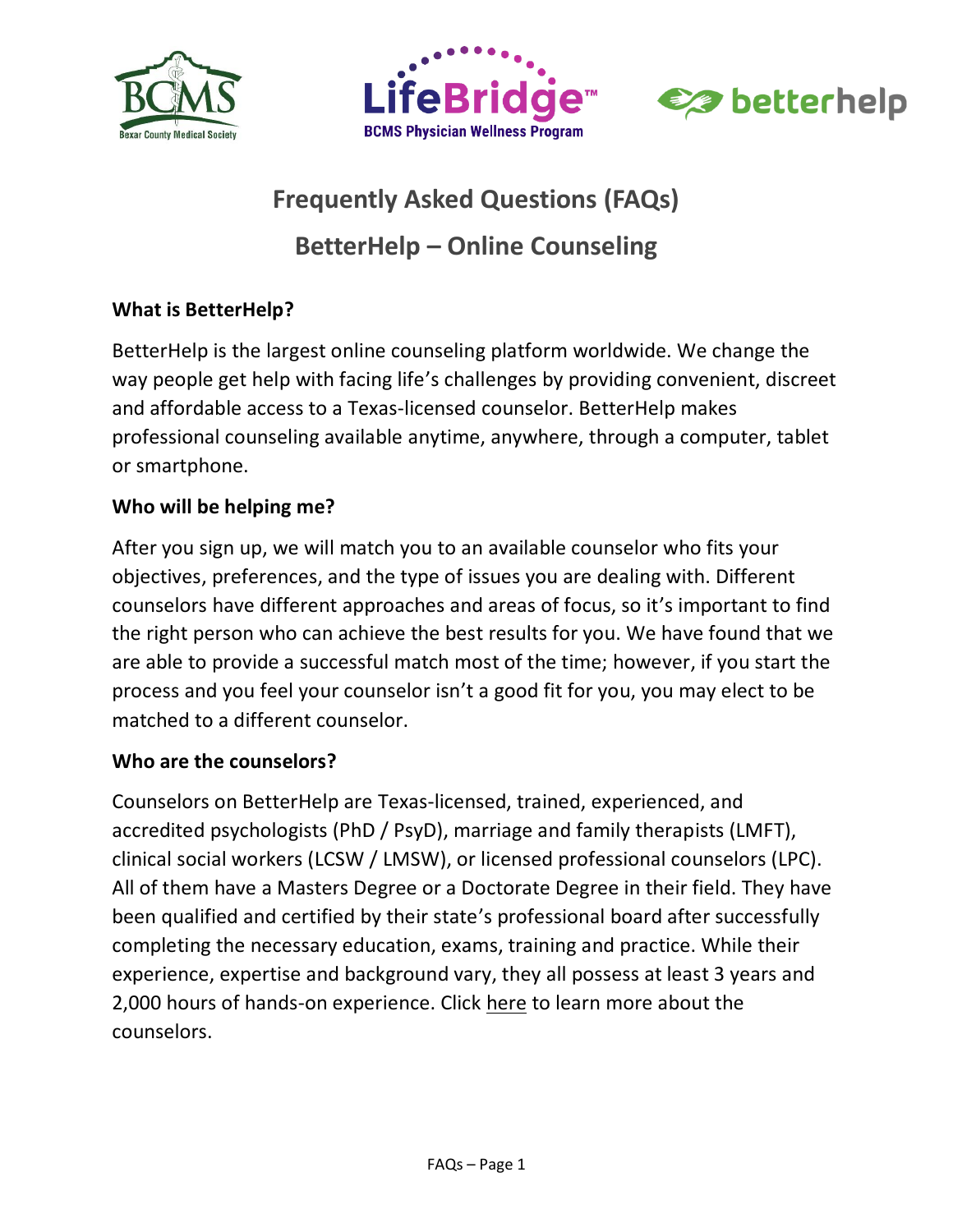# Frequently Asked Questions (FAQs)

# BetterHelp – Online Counseling

**What is BetterHelp?**

BetterHelp is the largest online counseling platform worldwide. We change the way people get help with facing life's challenges by providing convenient, discreet and affordable access to a Texas-licensed counselor. BetterHelp makes professional counseling available anytime, anywhere, through a computer, tablet or smartphone.

**Who will be helping me?**

After you sign up, we will match you to an available counselor who fits your objectives, preferences, and the type of issues you are dealing with. Different counselors have different approaches and areas of focus, so it's important to find the right person who can achieve the best results for you. We have found that we are able to provide a successful match most of the time; however, if you start the process and you feel your counselor isn't a good fit for you, you may elect to be matched to a different counselor.

**Who are the counselors?**

Counselors on BetterHelp are Texas-licensed, trained, experienced, and accredited psychologists (PhD / PsyD), marriage and family therapists (LMFT), clinical social workers (LCSW / LMSW), or licensed professional counselors (LPC). All of them have a Masters Degree or a Doctorate Degree in their field. They have been qualified and certified by their state's professional board after successfully completing the necessary education, exams, training and practice. While their experience, expertise and background vary, they all possess at least 3 years and 2,000 hours of hands-on experience. Click here to learn more about the counselors.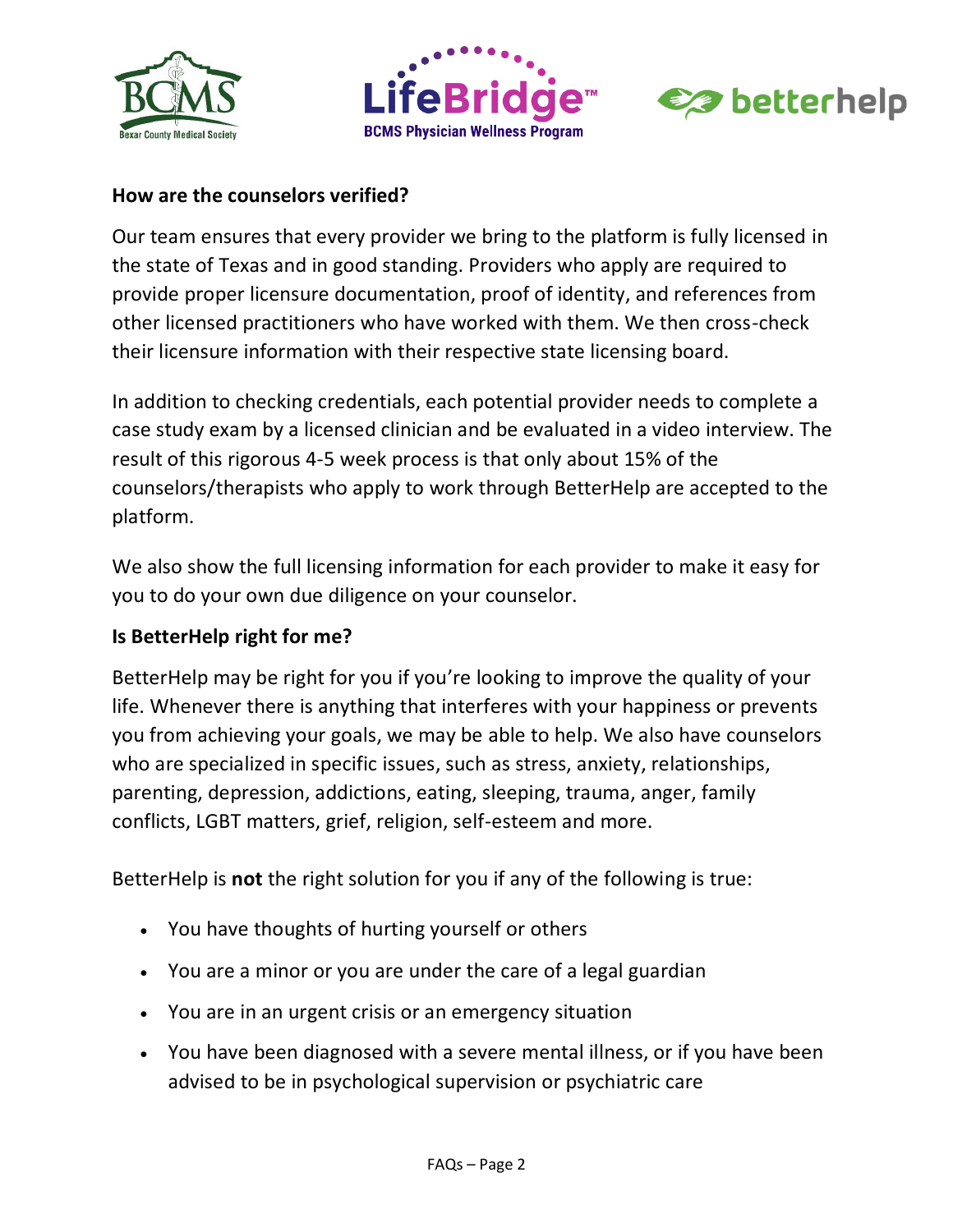**How are the counselors verified?**

Our team ensures that every provider we bring to the platform is fully licensed in the state of Texas and in good standing. Providers who apply are required to provide proper licensure documentation, proof of identity, and references from other licensed practitioners who have worked with them. We then cross-check their licensure information with their respective state licensing board.

In addition to checking credentials, each potential provider needs to complete a case study exam by a licensed clinician and be evaluated in a video interview. The result of this rigorous 4-5 week process is that only about 15% of the counselors/therapists who apply to work through BetterHelp are accepted to the platform.

We also show the full licensing information for each provider to make it easy for you to do your own due diligence on your counselor.

**Is BetterHelp right for me?**

BetterHelp may be right for you if you're looking to improve the quality of your life. Whenever there is anything that interferes with your happiness or prevents you from achieving your goals, we may be able to help. We also have counselors who are specialized in specific issues, such as stress, anxiety, relationships, parenting, depression, addictions, eating, sleeping, trauma, anger, family conflicts, LGBT matters, grief, religion, self-esteem and more.

BetterHelp is **not** the right solution for you if any of the following is true:

- You have thoughts of hurting yourself or others
- You are a minor or you are under the care of a legal guardian
- You are in an urgent crisis or an emergency situation
- You have been diagnosed with a severe mental illness, or if you have been advised to be in psychological supervision or psychiatric care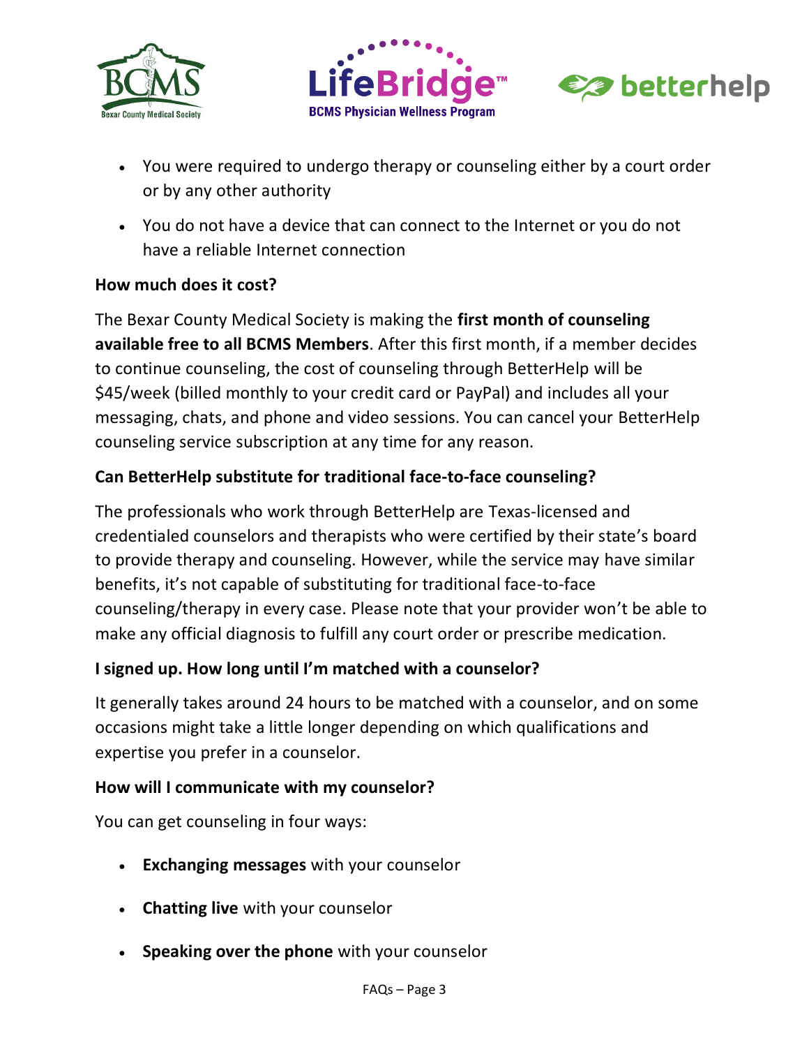- You were required to undergo therapy or counseling either by a court order or by any other authority
- You do not have a device that can connect to the Internet or you do not have a reliable Internet connection

**How much does it cost?**

The Bexar County Medical Society is making the **first month of counseling available free to all BCMS Members**. After this first month, if a member decides to continue counseling, the cost of counseling through BetterHelp will be $45/week (billed monthly to your credit card or PayPal) and includes all your messaging, chats, and phone and video sessions. You can cancel your BetterHelp counseling service subscription at any time for any reason.

**Can BetterHelp substitute for traditional face-to-face counseling?**

The professionals who work through BetterHelp are Texas-licensed and credentialed counselors and therapists who were certified by their state's board to provide therapy and counseling. However, while the service may have similar benefits, it's not capable of substituting for traditional face-to-face counseling/therapy in every case. Please note that your provider won't be able to make any official diagnosis to fulfill any court order or prescribe medication.

**I signed up. How long until I'm matched with a counselor?**

It generally takes around 24 hours to be matched with a counselor, and on some occasions might take a little longer depending on which qualifications and expertise you prefer in a counselor.

**How will I communicate with my counselor?**

You can get counseling in four ways:

- **Exchanging messages** with your counselor
- **Chatting live** with your counselor
- **Speaking over the phone** with your counselor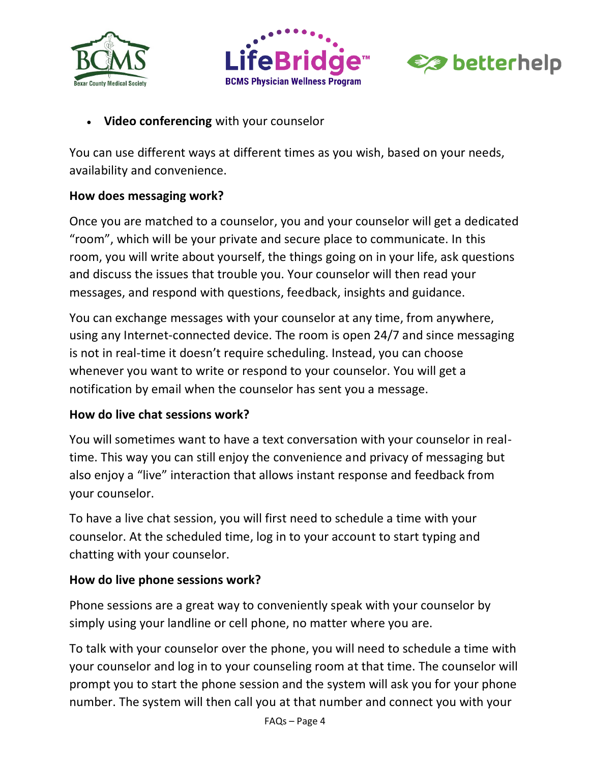- **Video conferencing** with your counselor

You can use different ways at different times as you wish, based on your needs, availability and convenience.

**How does messaging work?**

Once you are matched to a counselor, you and your counselor will get a dedicated "room", which will be your private and secure place to communicate. In this room, you will write about yourself, the things going on in your life, ask questions and discuss the issues that trouble you. Your counselor will then read your messages, and respond with questions, feedback, insights and guidance.

You can exchange messages with your counselor at any time, from anywhere, using any Internet-connected device. The room is open 24/7 and since messaging is not in real-time it doesn't require scheduling. Instead, you can choose whenever you want to write or respond to your counselor. You will get a notification by email when the counselor has sent you a message.

**How do live chat sessions work?**

You will sometimes want to have a text conversation with your counselor in real-time. This way you can still enjoy the convenience and privacy of messaging but also enjoy a "live" interaction that allows instant response and feedback from your counselor.

To have a live chat session, you will first need to schedule a time with your counselor. At the scheduled time, log in to your account to start typing and chatting with your counselor.

**How do live phone sessions work?**

Phone sessions are a great way to conveniently speak with your counselor by simply using your landline or cell phone, no matter where you are.

To talk with your counselor over the phone, you will need to schedule a time with your counselor and log in to your counseling room at that time. The counselor will prompt you to start the phone session and the system will ask you for your phone number. The system will then call you at that number and connect you with your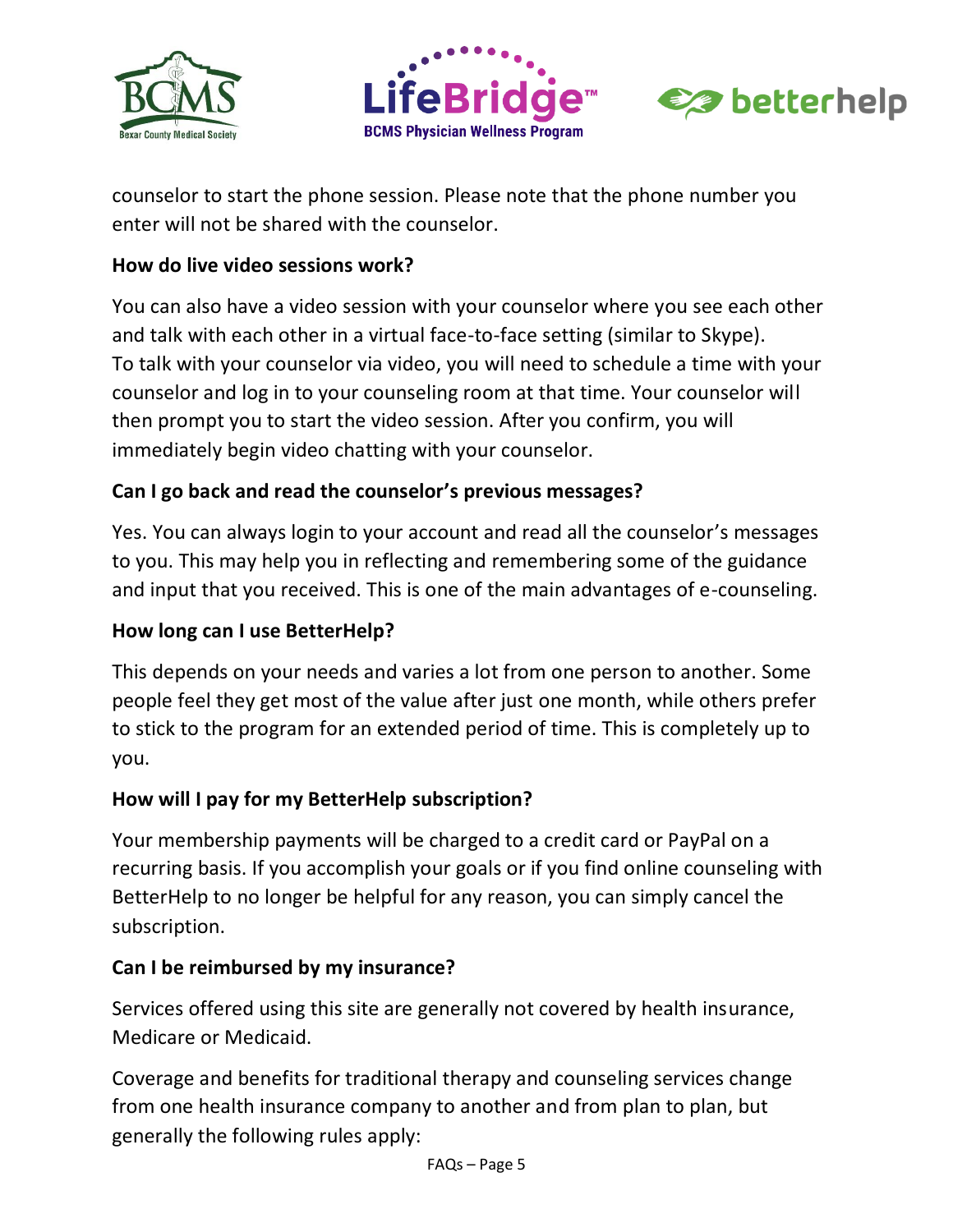counselor to start the phone session. Please note that the phone number you enter will not be shared with the counselor.

**How do live video sessions work?**

You can also have a video session with your counselor where you see each other and talk with each other in a virtual face-to-face setting (similar to Skype). To talk with your counselor via video, you will need to schedule a time with your counselor and log in to your counseling room at that time. Your counselor will then prompt you to start the video session. After you confirm, you will immediately begin video chatting with your counselor.

**Can I go back and read the counselor's previous messages?**

Yes. You can always login to your account and read all the counselor's messages to you. This may help you in reflecting and remembering some of the guidance and input that you received. This is one of the main advantages of e-counseling.

**How long can I use BetterHelp?**

This depends on your needs and varies a lot from one person to another. Some people feel they get most of the value after just one month, while others prefer to stick to the program for an extended period of time. This is completely up to you.

**How will I pay for my BetterHelp subscription?**

Your membership payments will be charged to a credit card or PayPal on a recurring basis. If you accomplish your goals or if you find online counseling with BetterHelp to no longer be helpful for any reason, you can simply cancel the subscription.

**Can I be reimbursed by my insurance?**

Services offered using this site are generally not covered by health insurance, Medicare or Medicaid.

Coverage and benefits for traditional therapy and counseling services change from one health insurance company to another and from plan to plan, but generally the following rules apply: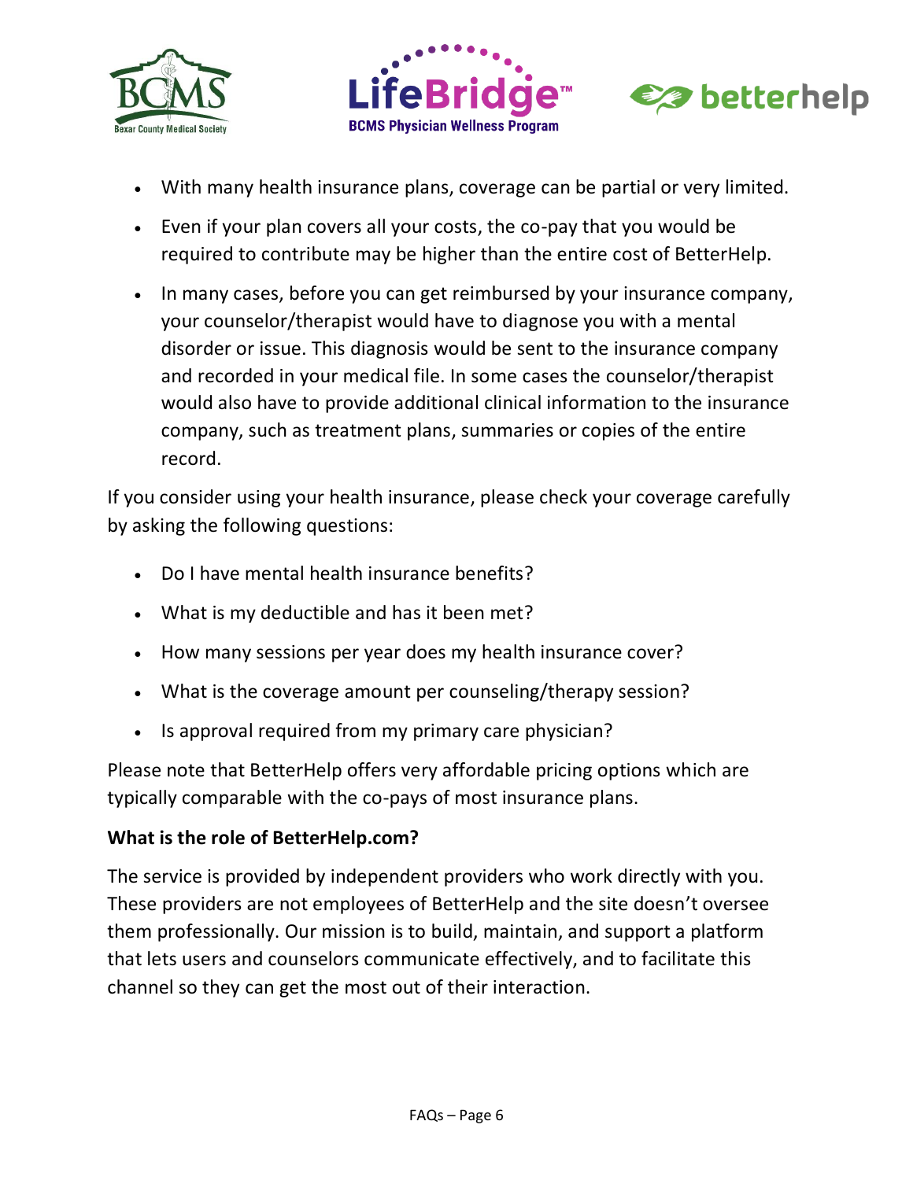- With many health insurance plans, coverage can be partial or very limited.
- Even if your plan covers all your costs, the co-pay that you would be required to contribute may be higher than the entire cost of BetterHelp.
- In many cases, before you can get reimbursed by your insurance company, your counselor/therapist would have to diagnose you with a mental disorder or issue. This diagnosis would be sent to the insurance company and recorded in your medical file. In some cases the counselor/therapist would also have to provide additional clinical information to the insurance company, such as treatment plans, summaries or copies of the entire record.

If you consider using your health insurance, please check your coverage carefully by asking the following questions:

- Do I have mental health insurance benefits?
- What is my deductible and has it been met?
- How many sessions per year does my health insurance cover?
- What is the coverage amount per counseling/therapy session?
- Is approval required from my primary care physician?

Please note that BetterHelp offers very affordable pricing options which are typically comparable with the co-pays of most insurance plans.

**What is the role of BetterHelp.com?**

The service is provided by independent providers who work directly with you. These providers are not employees of BetterHelp and the site doesn't oversee them professionally. Our mission is to build, maintain, and support a platform that lets users and counselors communicate effectively, and to facilitate this channel so they can get the most out of their interaction.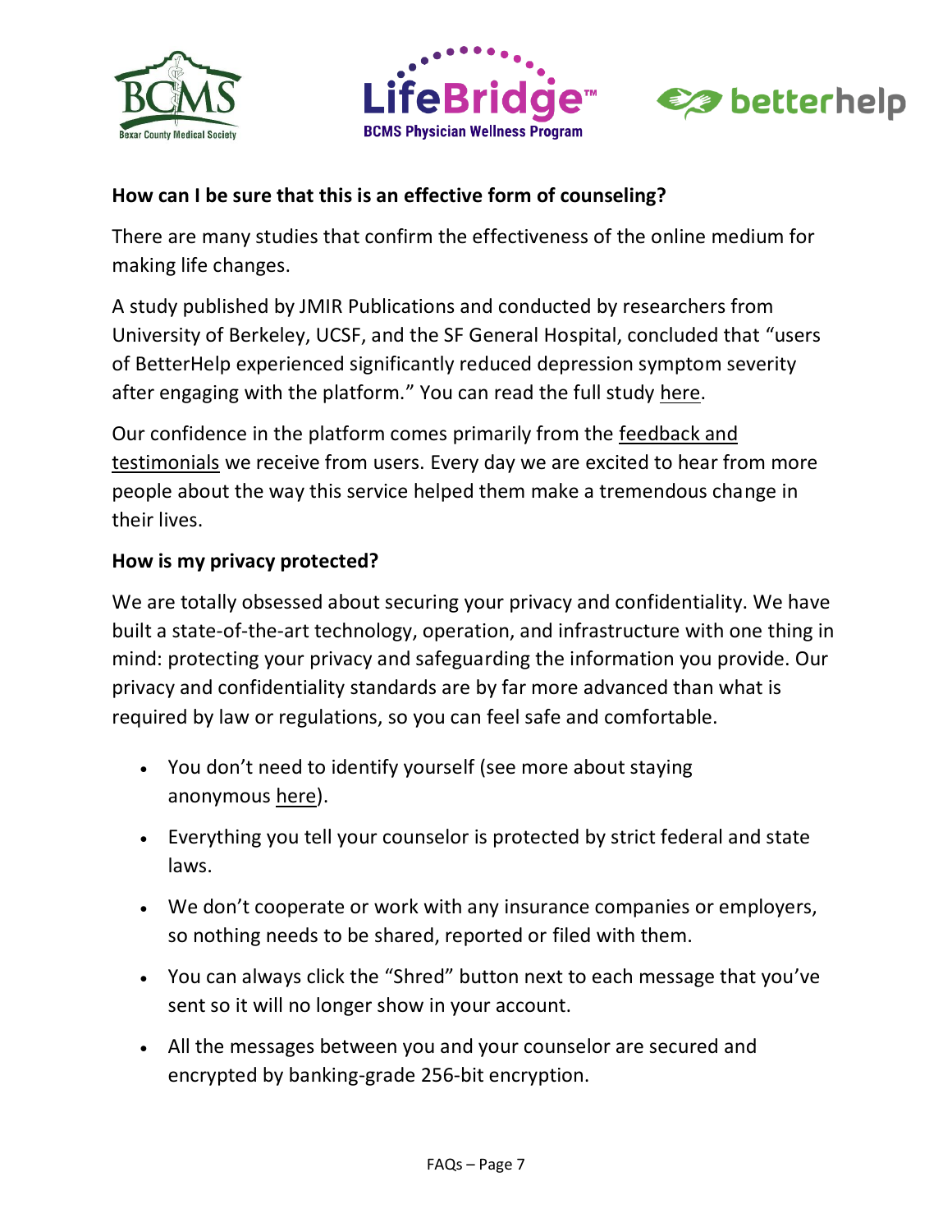**How can I be sure that this is an effective form of counseling?**

There are many studies that confirm the effectiveness of the online medium for making life changes.

A study published by JMIR Publications and conducted by researchers from University of Berkeley, UCSF, and the SF General Hospital, concluded that "users of BetterHelp experienced significantly reduced depression symptom severity after engaging with the platform." You can read the full study here.

Our confidence in the platform comes primarily from the feedback and testimonials we receive from users. Every day we are excited to hear from more people about the way this service helped them make a tremendous change in their lives.

**How is my privacy protected?**

We are totally obsessed about securing your privacy and confidentiality. We have built a state-of-the-art technology, operation, and infrastructure with one thing in mind: protecting your privacy and safeguarding the information you provide. Our privacy and confidentiality standards are by far more advanced than what is required by law or regulations, so you can feel safe and comfortable.

- You don't need to identify yourself (see more about staying anonymous here).
- Everything you tell your counselor is protected by strict federal and state laws.
- We don't cooperate or work with any insurance companies or employers, so nothing needs to be shared, reported or filed with them.
- You can always click the "Shred" button next to each message that you've sent so it will no longer show in your account.
- All the messages between you and your counselor are secured and encrypted by banking-grade 256-bit encryption.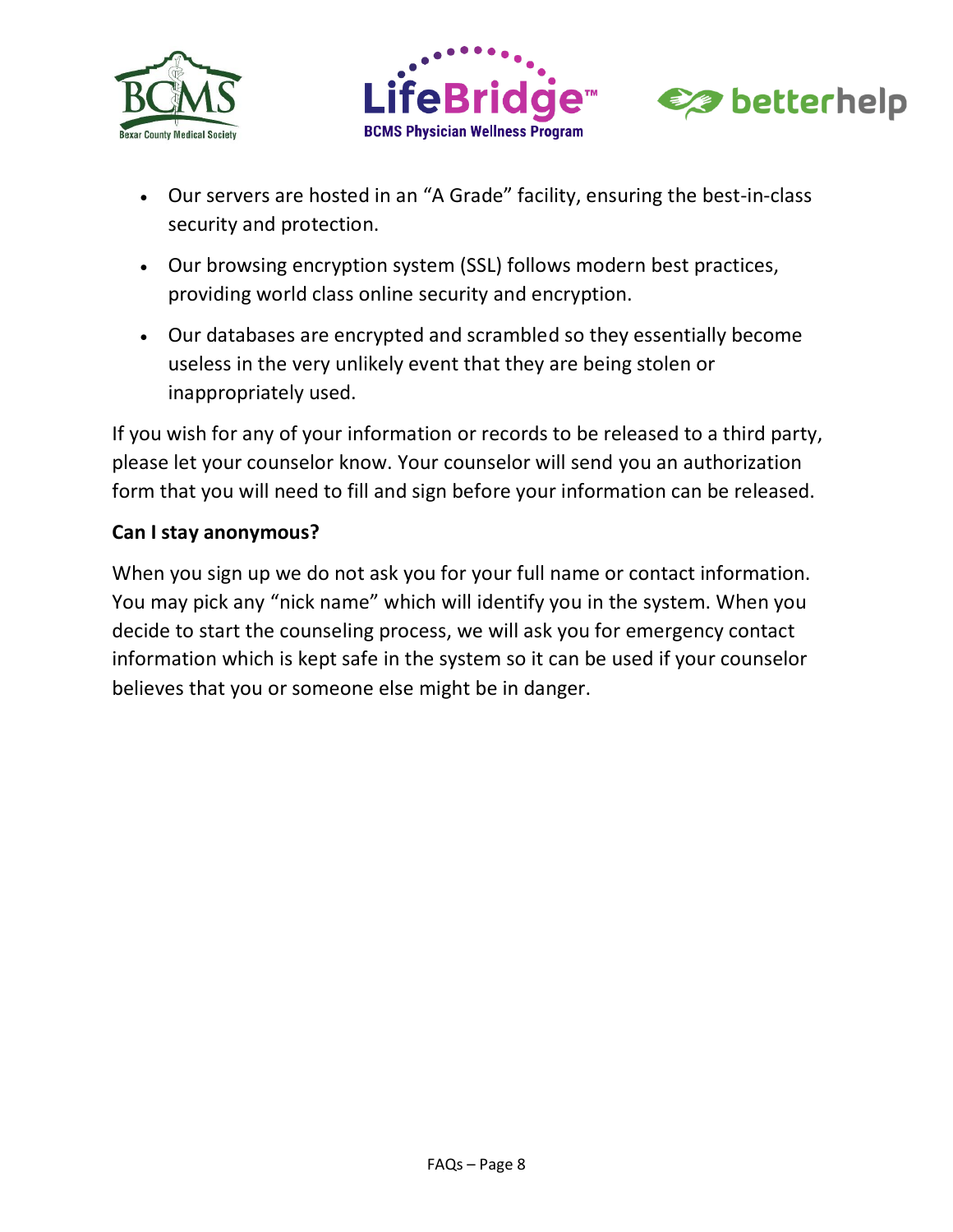- Our servers are hosted in an "A Grade" facility, ensuring the best-in-class security and protection.
- Our browsing encryption system (SSL) follows modern best practices, providing world class online security and encryption.
- Our databases are encrypted and scrambled so they essentially become useless in the very unlikely event that they are being stolen or inappropriately used.

If you wish for any of your information or records to be released to a third party, please let your counselor know. Your counselor will send you an authorization form that you will need to fill and sign before your information can be released.

**Can I stay anonymous?**

When you sign up we do not ask you for your full name or contact information. You may pick any "nick name" which will identify you in the system. When you decide to start the counseling process, we will ask you for emergency contact information which is kept safe in the system so it can be used if your counselor believes that you or someone else might be in danger.